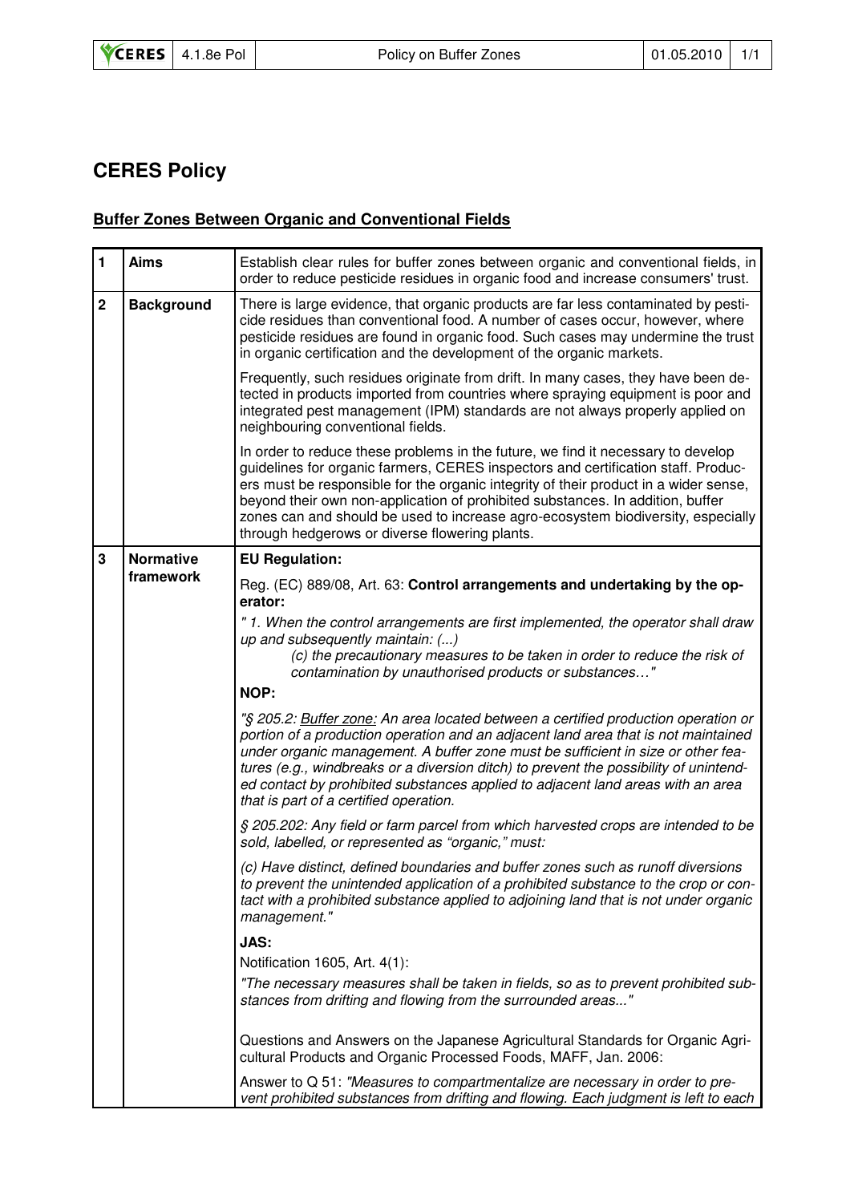# CERES Policy

## Buffer Zones Between Organic and Conventional Fields

| | | |
|---|---|---|
| **1** | **Aims** | Establish clear rules for buffer zones between organic and conventional fields, in order to reduce pesticide residues in organic food and increase consumers' trust. |
| **2** | **Background** | There is large evidence, that organic products are far less contaminated by pesticide residues than conventional food. A number of cases occur, however, where pesticide residues are found in organic food. Such cases may undermine the trust in organic certification and the development of the organic markets.<br><br>Frequently, such residues originate from drift. In many cases, they have been detected in products imported from countries where spraying equipment is poor and integrated pest management (IPM) standards are not always properly applied on neighbouring conventional fields.<br><br>In order to reduce these problems in the future, we find it necessary to develop guidelines for organic farmers, CERES inspectors and certification staff. Producers must be responsible for the organic integrity of their product in a wider sense, beyond their own non-application of prohibited substances. In addition, buffer zones can and should be used to increase agro-ecosystem biodiversity, especially through hedgerows or diverse flowering plants. |
| **3** | **Normative framework** | **EU Regulation:**<br><br>Reg. (EC) 889/08, Art. 63: **Control arrangements and undertaking by the operator:**<br><br>*" 1. When the control arrangements are first implemented, the operator shall draw up and subsequently maintain: (...)*<br>*(c) the precautionary measures to be taken in order to reduce the risk of contamination by unauthorised products or substances…"*<br><br>**NOP:**<br><br>*"§ 205.2: <u>Buffer zone:</u> An area located between a certified production operation or portion of a production operation and an adjacent land area that is not maintained under organic management. A buffer zone must be sufficient in size or other features (e.g., windbreaks or a diversion ditch) to prevent the possibility of unintended contact by prohibited substances applied to adjacent land areas with an area that is part of a certified operation.*<br><br>*§ 205.202: Any field or farm parcel from which harvested crops are intended to be sold, labelled, or represented as "organic," must:*<br><br>*(c) Have distinct, defined boundaries and buffer zones such as runoff diversions to prevent the unintended application of a prohibited substance to the crop or contact with a prohibited substance applied to adjoining land that is not under organic management."*<br><br>**JAS:**<br><br>Notification 1605, Art. 4(1):<br><br>*"The necessary measures shall be taken in fields, so as to prevent prohibited substances from drifting and flowing from the surrounded areas..."*<br><br>Questions and Answers on the Japanese Agricultural Standards for Organic Agricultural Products and Organic Processed Foods, MAFF, Jan. 2006:<br><br>Answer to Q 51: *"Measures to compartmentalize are necessary in order to prevent prohibited substances from drifting and flowing. Each judgment is left to each* |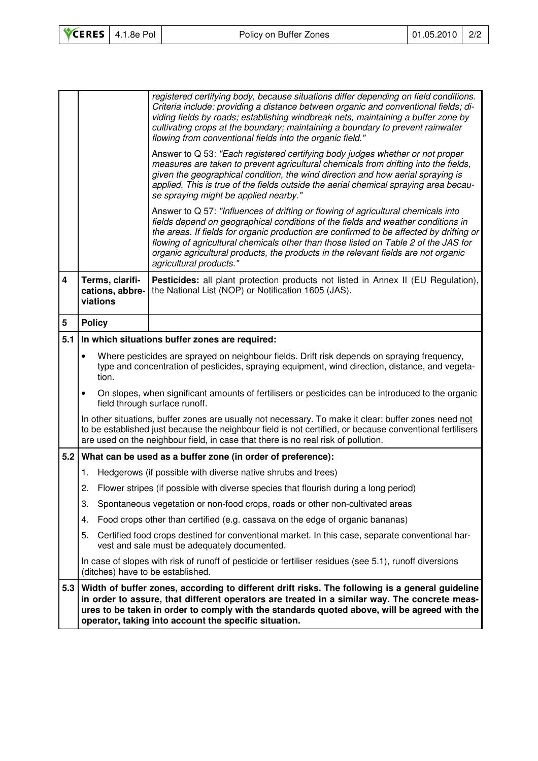*registered certifying body, because situations differ depending on field conditions. Criteria include: providing a distance between organic and conventional fields; dividing fields by roads; establishing windbreak nets, maintaining a buffer zone by cultivating crops at the boundary; maintaining a boundary to prevent rainwater flowing from conventional fields into the organic field."*

Answer to Q 53: *"Each registered certifying body judges whether or not proper measures are taken to prevent agricultural chemicals from drifting into the fields, given the geographical condition, the wind direction and how aerial spraying is applied. This is true of the fields outside the aerial chemical spraying area because spraying might be applied nearby."*

Answer to Q 57: *"Influences of drifting or flowing of agricultural chemicals into fields depend on geographical conditions of the fields and weather conditions in the areas. If fields for organic production are confirmed to be affected by drifting or flowing of agricultural chemicals other than those listed on Table 2 of the JAS for organic agricultural products, the products in the relevant fields are not organic agricultural products."*

## 4 Terms, clarifications, abbreviations

**Pesticides:** all plant protection products not listed in Annex II (EU Regulation), the National List (NOP) or Notification 1605 (JAS).

## 5 Policy

### 5.1 In which situations buffer zones are required:

- Where pesticides are sprayed on neighbour fields. Drift risk depends on spraying frequency, type and concentration of pesticides, spraying equipment, wind direction, distance, and vegetation.
- On slopes, when significant amounts of fertilisers or pesticides can be introduced to the organic field through surface runoff.

In other situations, buffer zones are usually not necessary. To make it clear: buffer zones need not to be established just because the neighbour field is not certified, or because conventional fertilisers are used on the neighbour field, in case that there is no real risk of pollution.

### 5.2 What can be used as a buffer zone (in order of preference):

1. Hedgerows (if possible with diverse native shrubs and trees)
2. Flower stripes (if possible with diverse species that flourish during a long period)
3. Spontaneous vegetation or non-food crops, roads or other non-cultivated areas
4. Food crops other than certified (e.g. cassava on the edge of organic bananas)
5. Certified food crops destined for conventional market. In this case, separate conventional harvest and sale must be adequately documented.

In case of slopes with risk of runoff of pesticide or fertiliser residues (see 5.1), runoff diversions (ditches) have to be established.

### 5.3 Width of buffer zones, according to different drift risks. The following is a general guideline in order to assure, that different operators are treated in a similar way. The concrete measures to be taken in order to comply with the standards quoted above, will be agreed with the operator, taking into account the specific situation.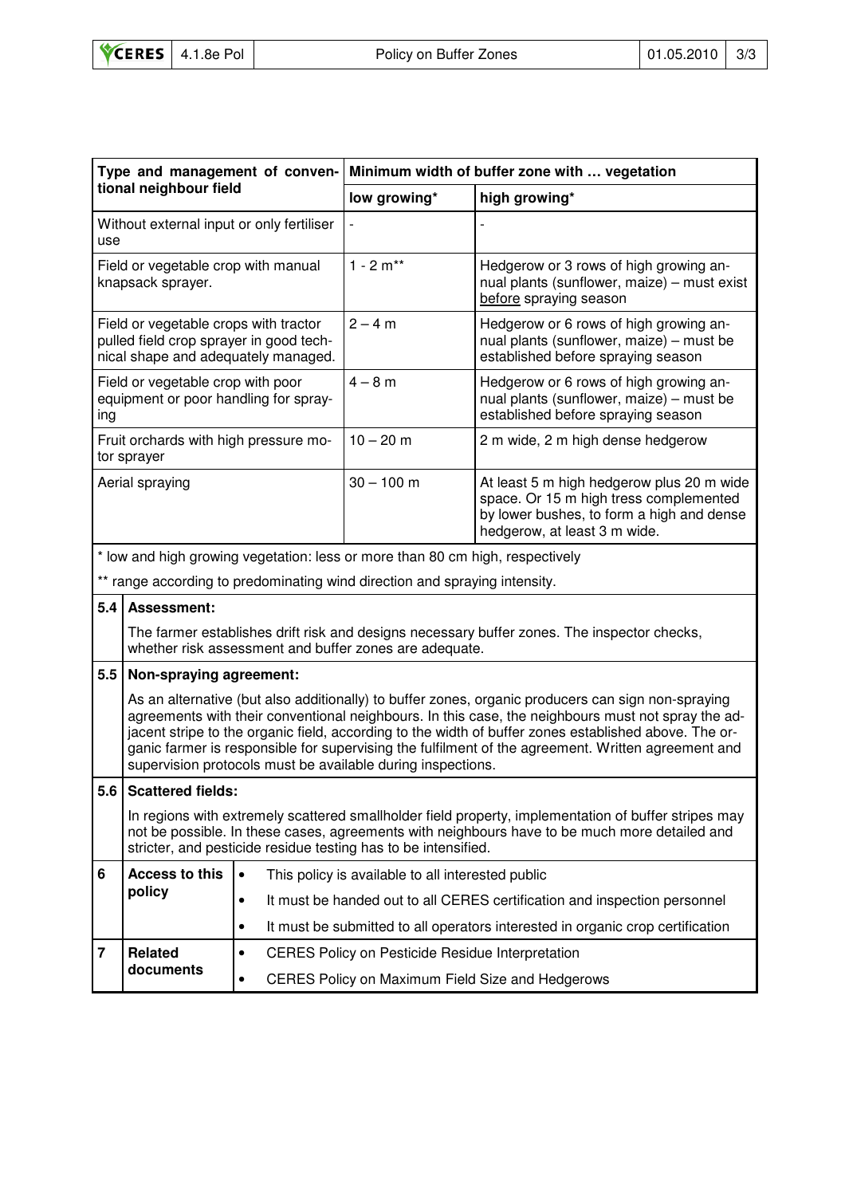| Type and management of conventional neighbour field | Minimum width of buffer zone with … vegetation | |
|---|---|---|
| | **low growing*** | **high growing*** |
| Without external input or only fertiliser use | - | - |
| Field or vegetable crop with manual knapsack sprayer. | 1 - 2 m** | Hedgerow or 3 rows of high growing annual plants (sunflower, maize) – must exist before spraying season |
| Field or vegetable crops with tractor pulled field crop sprayer in good technical shape and adequately managed. | 2 – 4 m | Hedgerow or 6 rows of high growing annual plants (sunflower, maize) – must be established before spraying season |
| Field or vegetable crop with poor equipment or poor handling for spraying | 4 – 8 m | Hedgerow or 6 rows of high growing annual plants (sunflower, maize) – must be established before spraying season |
| Fruit orchards with high pressure motor sprayer | 10 – 20 m | 2 m wide, 2 m high dense hedgerow |
| Aerial spraying | 30 – 100 m | At least 5 m high hedgerow plus 20 m wide space. Or 15 m high tress complemented by lower bushes, to form a high and dense hedgerow, at least 3 m wide. |

* low and high growing vegetation: less or more than 80 cm high, respectively

** range according to predominating wind direction and spraying intensity.

**5.4 Assessment:**

The farmer establishes drift risk and designs necessary buffer zones. The inspector checks, whether risk assessment and buffer zones are adequate.

**5.5 Non-spraying agreement:**

As an alternative (but also additionally) to buffer zones, organic producers can sign non-spraying agreements with their conventional neighbours. In this case, the neighbours must not spray the adjacent stripe to the organic field, according to the width of buffer zones established above. The organic farmer is responsible for supervising the fulfilment of the agreement. Written agreement and supervision protocols must be available during inspections.

**5.6 Scattered fields:**

In regions with extremely scattered smallholder field property, implementation of buffer stripes may not be possible. In these cases, agreements with neighbours have to be much more detailed and stricter, and pesticide residue testing has to be intensified.

**6 Access to this policy**

- This policy is available to all interested public
- It must be handed out to all CERES certification and inspection personnel
- It must be submitted to all operators interested in organic crop certification

**7 Related documents**

- CERES Policy on Pesticide Residue Interpretation
- CERES Policy on Maximum Field Size and Hedgerows